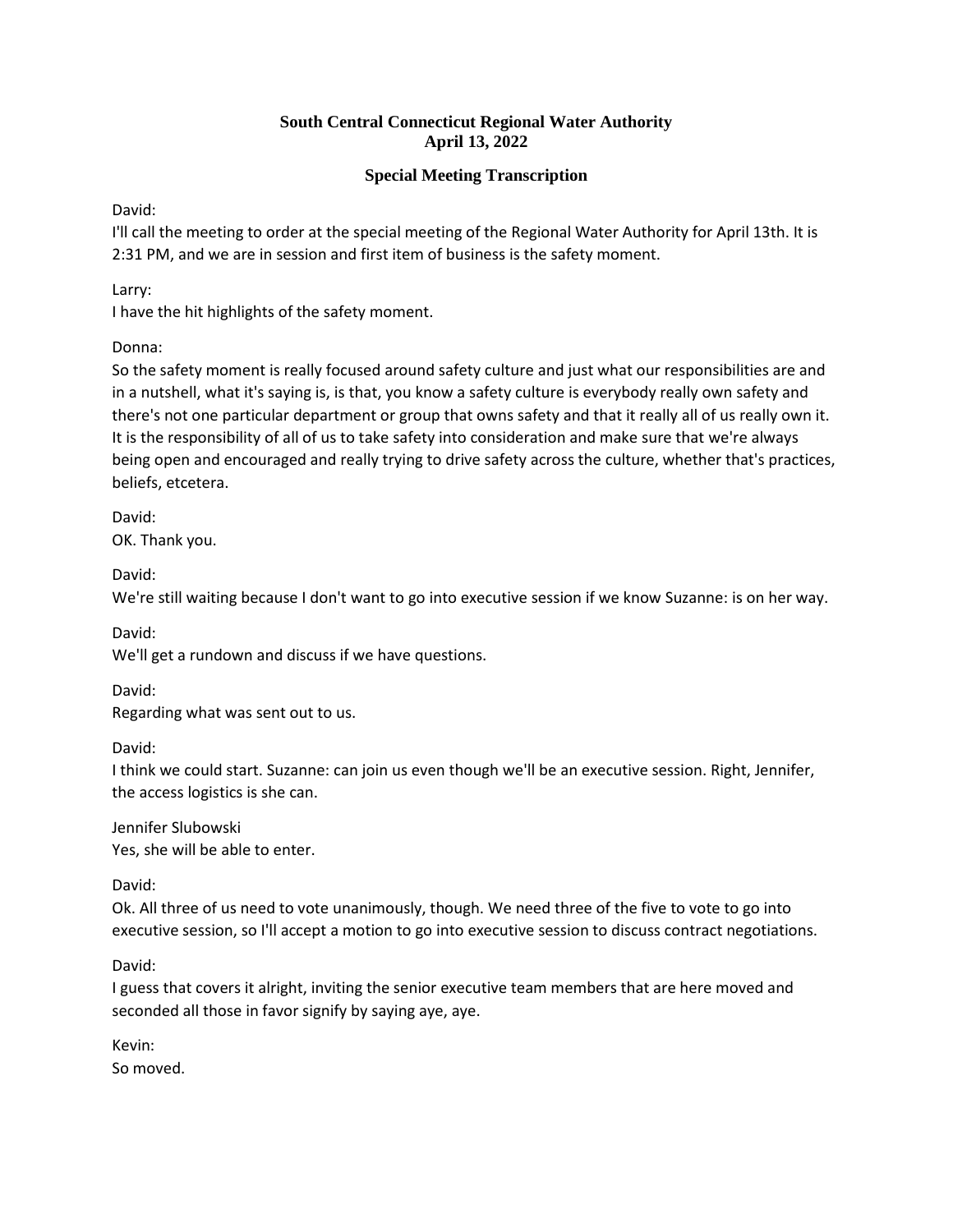# South Central Connecticut Regional Water Authority
## April 13, 2022

### Special Meeting Transcription

David:
I'll call the meeting to order at the special meeting of the Regional Water Authority for April 13th. It is 2:31 PM, and we are in session and first item of business is the safety moment.

Larry:
I have the hit highlights of the safety moment.

Donna:
So the safety moment is really focused around safety culture and just what our responsibilities are and in a nutshell, what it's saying is, is that, you know a safety culture is everybody really own safety and there's not one particular department or group that owns safety and that it really all of us really own it. It is the responsibility of all of us to take safety into consideration and make sure that we're always being open and encouraged and really trying to drive safety across the culture, whether that's practices, beliefs, etcetera.

David:
OK. Thank you.

David:
We're still waiting because I don't want to go into executive session if we know Suzanne: is on her way.

David:
We'll get a rundown and discuss if we have questions.

David:
Regarding what was sent out to us.

David:
I think we could start. Suzanne: can join us even though we'll be an executive session. Right, Jennifer, the access logistics is she can.

Jennifer Slubowski
Yes, she will be able to enter.

David:
Ok. All three of us need to vote unanimously, though. We need three of the five to vote to go into executive session, so I'll accept a motion to go into executive session to discuss contract negotiations.

David:
I guess that covers it alright, inviting the senior executive team members that are here moved and seconded all those in favor signify by saying aye, aye.

Kevin:
So moved.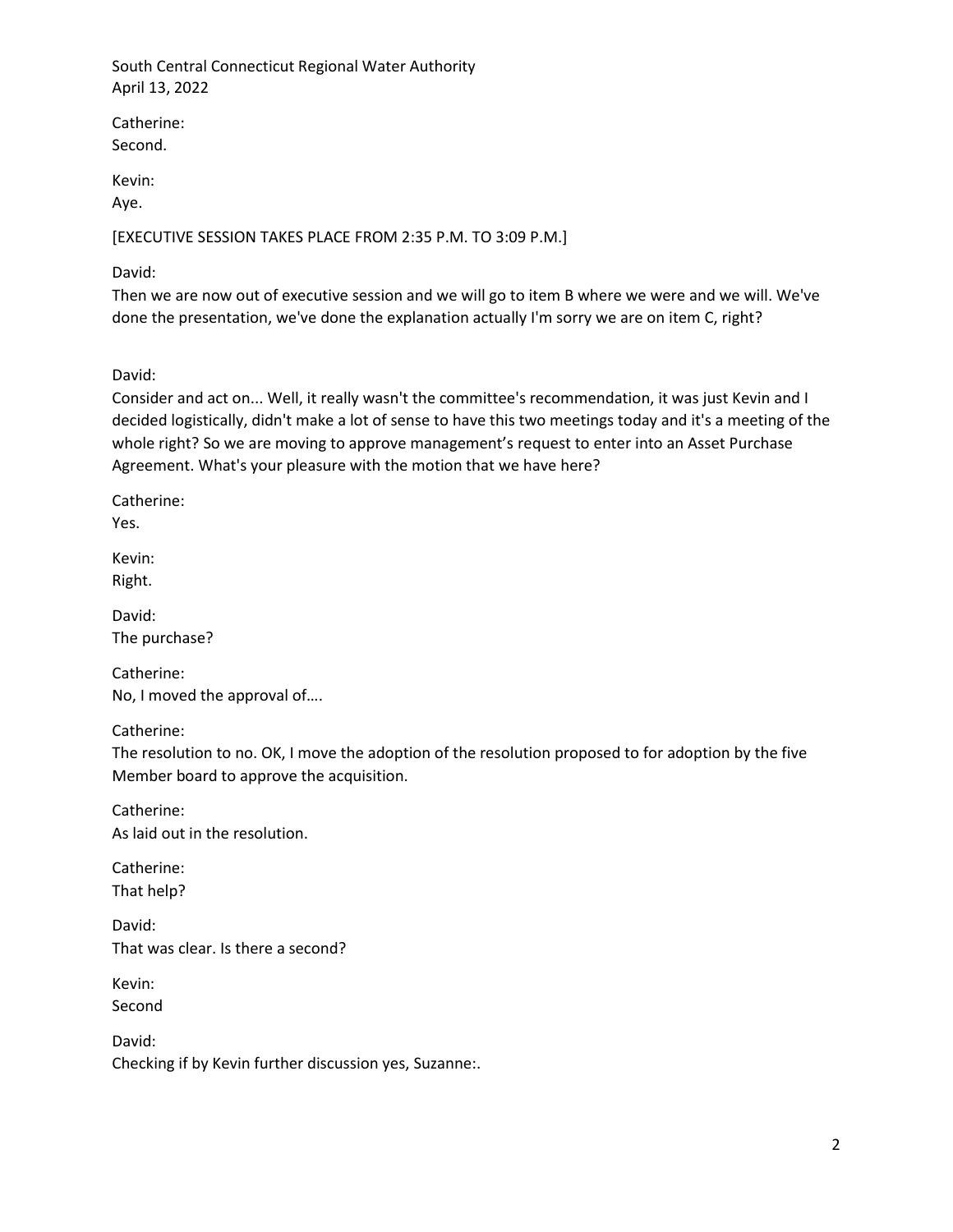Catherine:
Second.

Kevin:
Aye.

[EXECUTIVE SESSION TAKES PLACE FROM 2:35 P.M. TO 3:09 P.M.]

David:
Then we are now out of executive session and we will go to item B where we were and we will. We've done the presentation, we've done the explanation actually I'm sorry we are on item C, right?

David:
Consider and act on... Well, it really wasn't the committee's recommendation, it was just Kevin and I decided logistically, didn't make a lot of sense to have this two meetings today and it's a meeting of the whole right? So we are moving to approve management's request to enter into an Asset Purchase Agreement. What's your pleasure with the motion that we have here?

Catherine:
Yes.

Kevin:
Right.

David:
The purchase?

Catherine:
No, I moved the approval of….

Catherine:
The resolution to no. OK, I move the adoption of the resolution proposed to for adoption by the five Member board to approve the acquisition.

Catherine:
As laid out in the resolution.

Catherine:
That help?

David:
That was clear. Is there a second?

Kevin:
Second

David:
Checking if by Kevin further discussion yes, Suzanne:.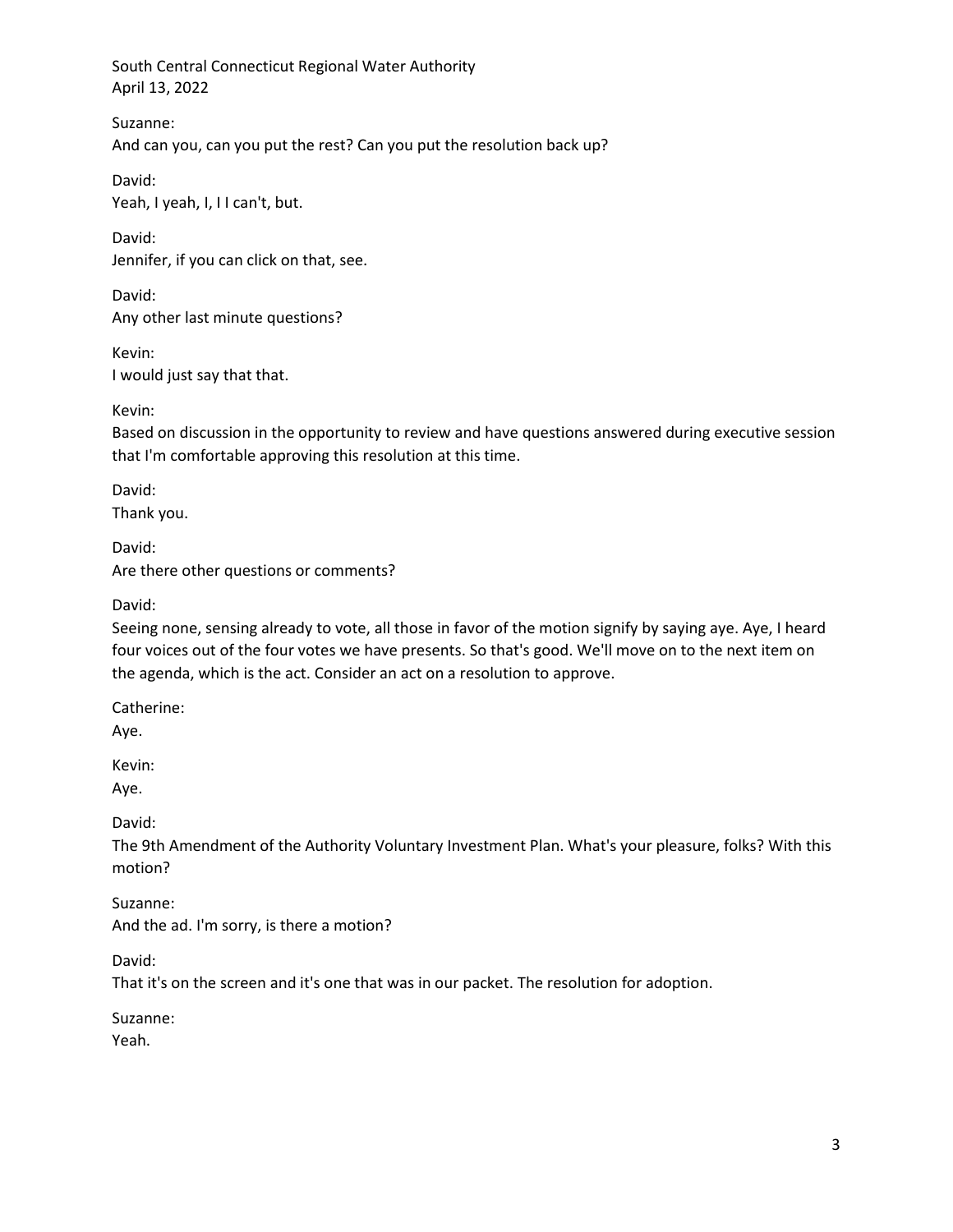Suzanne:
And can you, can you put the rest? Can you put the resolution back up?

David:
Yeah, I yeah, I, I I can't, but.

David:
Jennifer, if you can click on that, see.

David:
Any other last minute questions?

Kevin:
I would just say that that.

Kevin:
Based on discussion in the opportunity to review and have questions answered during executive session that I'm comfortable approving this resolution at this time.

David:
Thank you.

David:
Are there other questions or comments?

David:
Seeing none, sensing already to vote, all those in favor of the motion signify by saying aye. Aye, I heard four voices out of the four votes we have presents. So that's good. We'll move on to the next item on the agenda, which is the act. Consider an act on a resolution to approve.

Catherine:
Aye.

Kevin:
Aye.

David:
The 9th Amendment of the Authority Voluntary Investment Plan. What's your pleasure, folks? With this motion?

Suzanne:
And the ad. I'm sorry, is there a motion?

David:
That it's on the screen and it's one that was in our packet. The resolution for adoption.

Suzanne:
Yeah.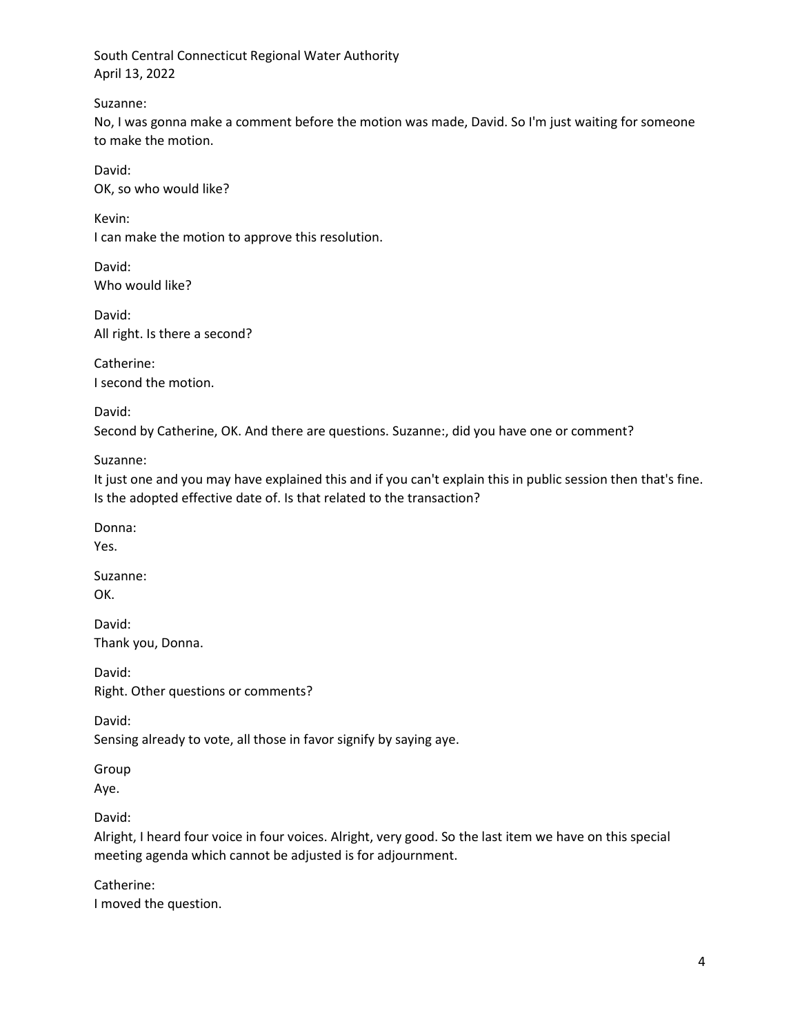Suzanne:
No, I was gonna make a comment before the motion was made, David. So I'm just waiting for someone to make the motion.

David:
OK, so who would like?

Kevin:
I can make the motion to approve this resolution.

David:
Who would like?

David:
All right. Is there a second?

Catherine:
I second the motion.

David:
Second by Catherine, OK. And there are questions. Suzanne:, did you have one or comment?

Suzanne:
It just one and you may have explained this and if you can't explain this in public session then that's fine. Is the adopted effective date of. Is that related to the transaction?

Donna:
Yes.

Suzanne:
OK.

David:
Thank you, Donna.

David:
Right. Other questions or comments?

David:
Sensing already to vote, all those in favor signify by saying aye.

Group
Aye.

David:
Alright, I heard four voice in four voices. Alright, very good. So the last item we have on this special meeting agenda which cannot be adjusted is for adjournment.

Catherine:
I moved the question.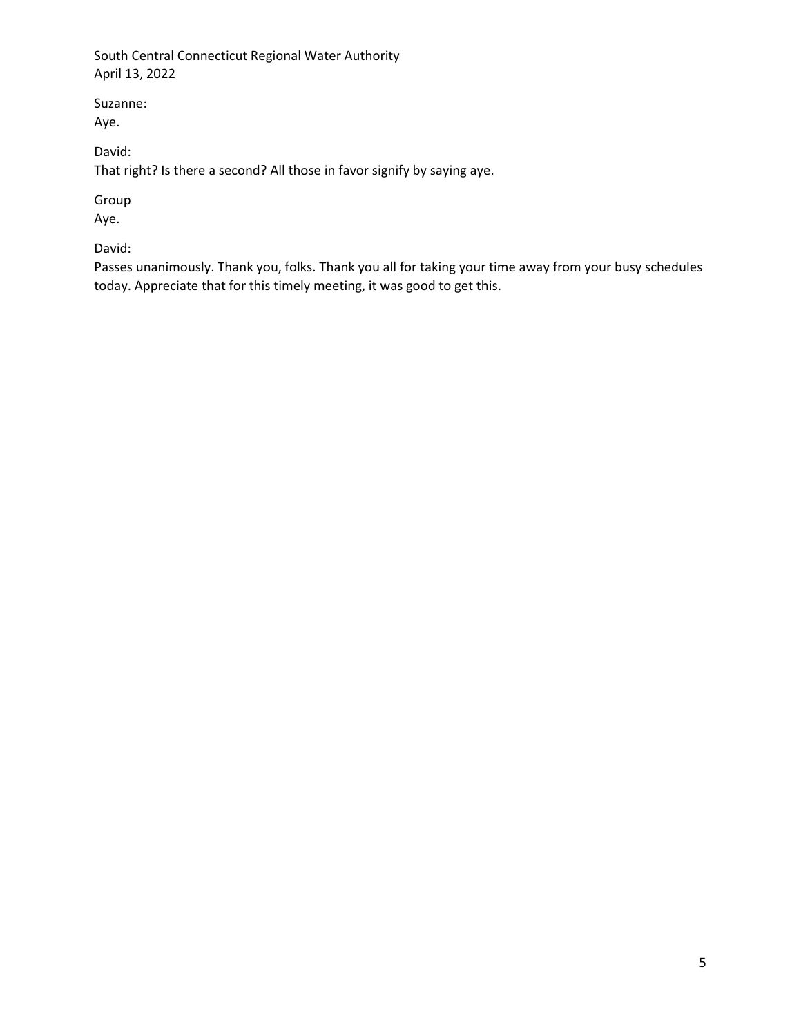Suzanne:
Aye.

David:
That right? Is there a second? All those in favor signify by saying aye.

Group
Aye.

David:
Passes unanimously. Thank you, folks. Thank you all for taking your time away from your busy schedules today. Appreciate that for this timely meeting, it was good to get this.